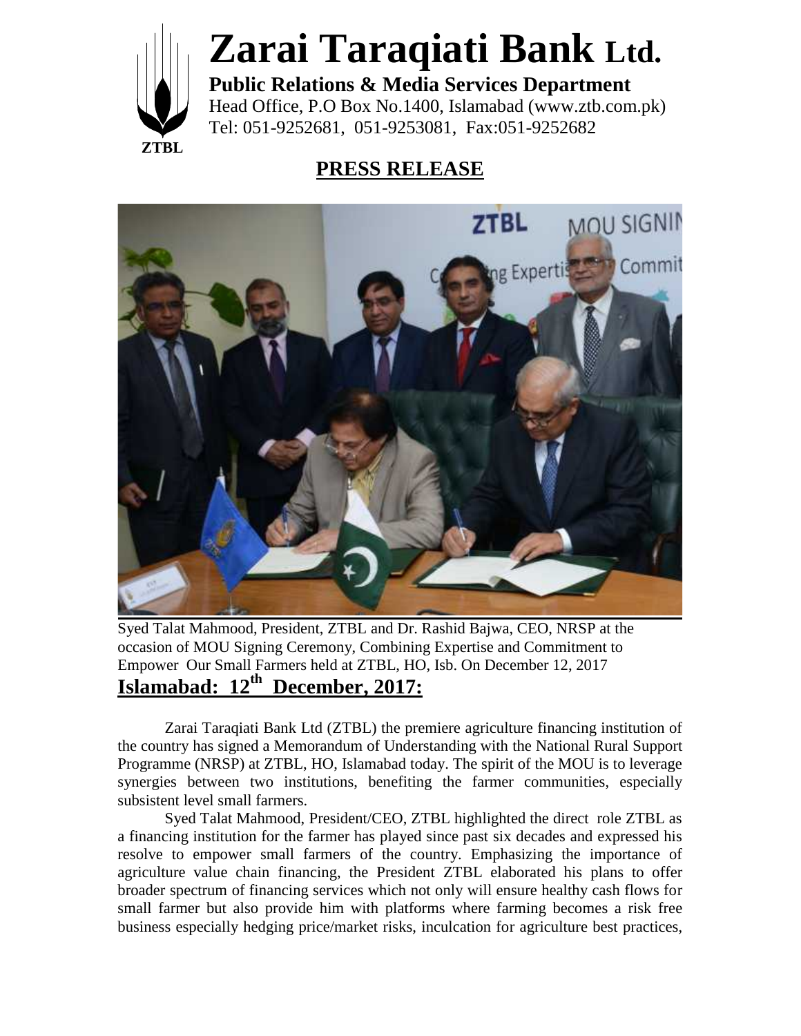# Zarai Taraqiati Bank Ltd.

**Public Relations & Media Services Department**
Head Office, P.O Box No.1400, Islamabad (www.ztb.com.pk)
Tel: 051-9252681, 051-9253081, Fax:051-9252682

ZTBL

## PRESS RELEASE

Syed Talat Mahmood, President, ZTBL and Dr. Rashid Bajwa, CEO, NRSP at the occasion of MOU Signing Ceremony, Combining Expertise and Commitment to Empower Our Small Farmers held at ZTBL, HO, Isb. On December 12, 2017

**Islamabad: 12th December, 2017:**

Zarai Taraqiati Bank Ltd (ZTBL) the premiere agriculture financing institution of the country has signed a Memorandum of Understanding with the National Rural Support Programme (NRSP) at ZTBL, HO, Islamabad today. The spirit of the MOU is to leverage synergies between two institutions, benefiting the farmer communities, especially subsistent level small farmers.

Syed Talat Mahmood, President/CEO, ZTBL highlighted the direct role ZTBL as a financing institution for the farmer has played since past six decades and expressed his resolve to empower small farmers of the country. Emphasizing the importance of agriculture value chain financing, the President ZTBL elaborated his plans to offer broader spectrum of financing services which not only will ensure healthy cash flows for small farmer but also provide him with platforms where farming becomes a risk free business especially hedging price/market risks, inculcation for agriculture best practices,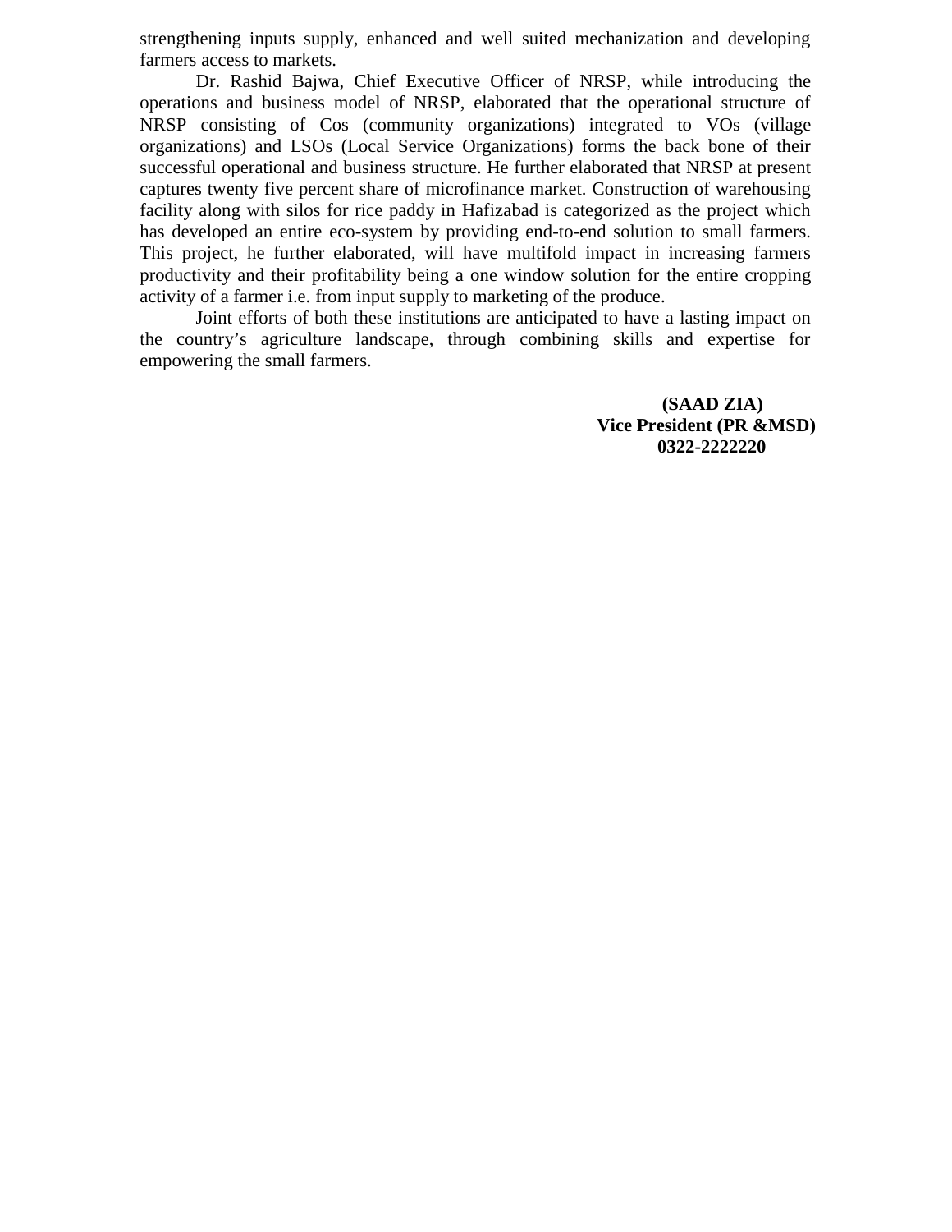strengthening inputs supply, enhanced and well suited mechanization and developing farmers access to markets.

Dr. Rashid Bajwa, Chief Executive Officer of NRSP, while introducing the operations and business model of NRSP, elaborated that the operational structure of NRSP consisting of Cos (community organizations) integrated to VOs (village organizations) and LSOs (Local Service Organizations) forms the back bone of their successful operational and business structure. He further elaborated that NRSP at present captures twenty five percent share of microfinance market. Construction of warehousing facility along with silos for rice paddy in Hafizabad is categorized as the project which has developed an entire eco-system by providing end-to-end solution to small farmers. This project, he further elaborated, will have multifold impact in increasing farmers productivity and their profitability being a one window solution for the entire cropping activity of a farmer i.e. from input supply to marketing of the produce.

Joint efforts of both these institutions are anticipated to have a lasting impact on the country's agriculture landscape, through combining skills and expertise for empowering the small farmers.

**(SAAD ZIA)**
**Vice President (PR &MSD)**
**0322-2222220**